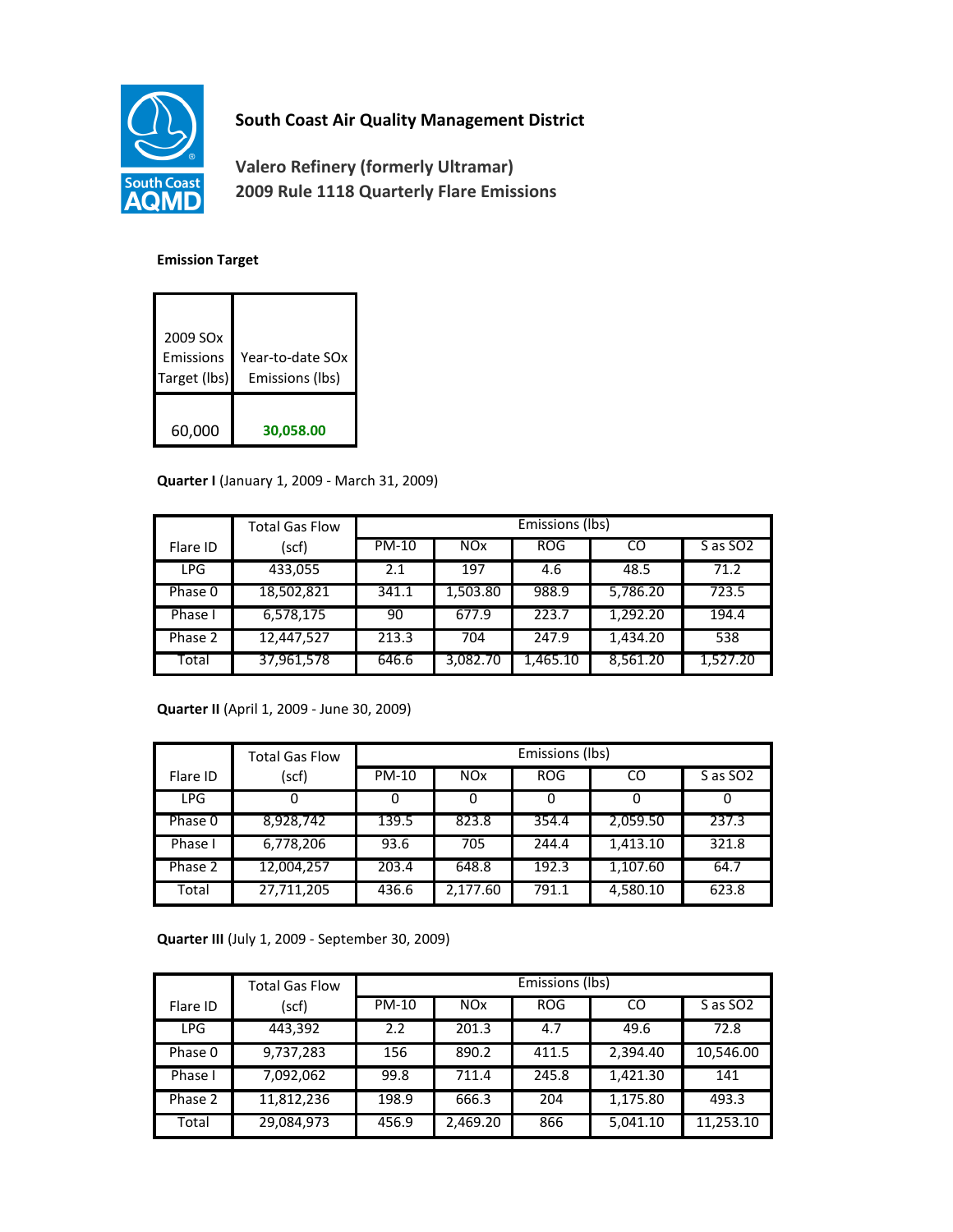# South Coast Air Quality Management District

## Valero Refinery (formerly Ultramar)
## 2009 Rule 1118 Quarterly Flare Emissions

**Emission Target**

| 2009 SOx Emissions Target (lbs) | Year-to-date SOx Emissions (lbs) |
|---|---|
| 60,000 | **30,058.00** |

**Quarter I** (January 1, 2009 - March 31, 2009)

| Flare ID | Total Gas Flow (scf) | Emissions (lbs) | | | | |
|---|---|---|---|---|---|---|
| | | PM-10 | NOx | ROG | CO | S as SO2 |
| LPG | 433,055 | 2.1 | 197 | 4.6 | 48.5 | 71.2 |
| Phase 0 | 18,502,821 | 341.1 | 1,503.80 | 988.9 | 5,786.20 | 723.5 |
| Phase I | 6,578,175 | 90 | 677.9 | 223.7 | 1,292.20 | 194.4 |
| Phase 2 | 12,447,527 | 213.3 | 704 | 247.9 | 1,434.20 | 538 |
| Total | 37,961,578 | 646.6 | 3,082.70 | 1,465.10 | 8,561.20 | 1,527.20 |

**Quarter II** (April 1, 2009 - June 30, 2009)

| Flare ID | Total Gas Flow (scf) | Emissions (lbs) | | | | |
|---|---|---|---|---|---|---|
| | | PM-10 | NOx | ROG | CO | S as SO2 |
| LPG | 0 | 0 | 0 | 0 | 0 | 0 |
| Phase 0 | 8,928,742 | 139.5 | 823.8 | 354.4 | 2,059.50 | 237.3 |
| Phase I | 6,778,206 | 93.6 | 705 | 244.4 | 1,413.10 | 321.8 |
| Phase 2 | 12,004,257 | 203.4 | 648.8 | 192.3 | 1,107.60 | 64.7 |
| Total | 27,711,205 | 436.6 | 2,177.60 | 791.1 | 4,580.10 | 623.8 |

**Quarter III** (July 1, 2009 - September 30, 2009)

| Flare ID | Total Gas Flow (scf) | Emissions (lbs) | | | | |
|---|---|---|---|---|---|---|
| | | PM-10 | NOx | ROG | CO | S as SO2 |
| LPG | 443,392 | 2.2 | 201.3 | 4.7 | 49.6 | 72.8 |
| Phase 0 | 9,737,283 | 156 | 890.2 | 411.5 | 2,394.40 | 10,546.00 |
| Phase I | 7,092,062 | 99.8 | 711.4 | 245.8 | 1,421.30 | 141 |
| Phase 2 | 11,812,236 | 198.9 | 666.3 | 204 | 1,175.80 | 493.3 |
| Total | 29,084,973 | 456.9 | 2,469.20 | 866 | 5,041.10 | 11,253.10 |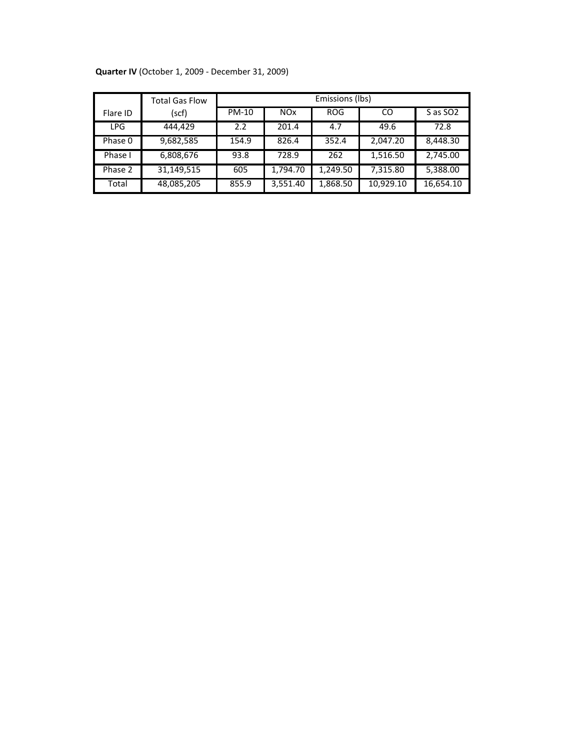**Quarter IV** (October 1, 2009 - December 31, 2009)

| | Total Gas Flow | Emissions (lbs) | | | | |
|---|---|---|---|---|---|---|
| Flare ID | (scf) | PM-10 | NOx | ROG | CO | S as SO2 |
| LPG | 444,429 | 2.2 | 201.4 | 4.7 | 49.6 | 72.8 |
| Phase 0 | 9,682,585 | 154.9 | 826.4 | 352.4 | 2,047.20 | 8,448.30 |
| Phase I | 6,808,676 | 93.8 | 728.9 | 262 | 1,516.50 | 2,745.00 |
| Phase 2 | 31,149,515 | 605 | 1,794.70 | 1,249.50 | 7,315.80 | 5,388.00 |
| Total | 48,085,205 | 855.9 | 3,551.40 | 1,868.50 | 10,929.10 | 16,654.10 |